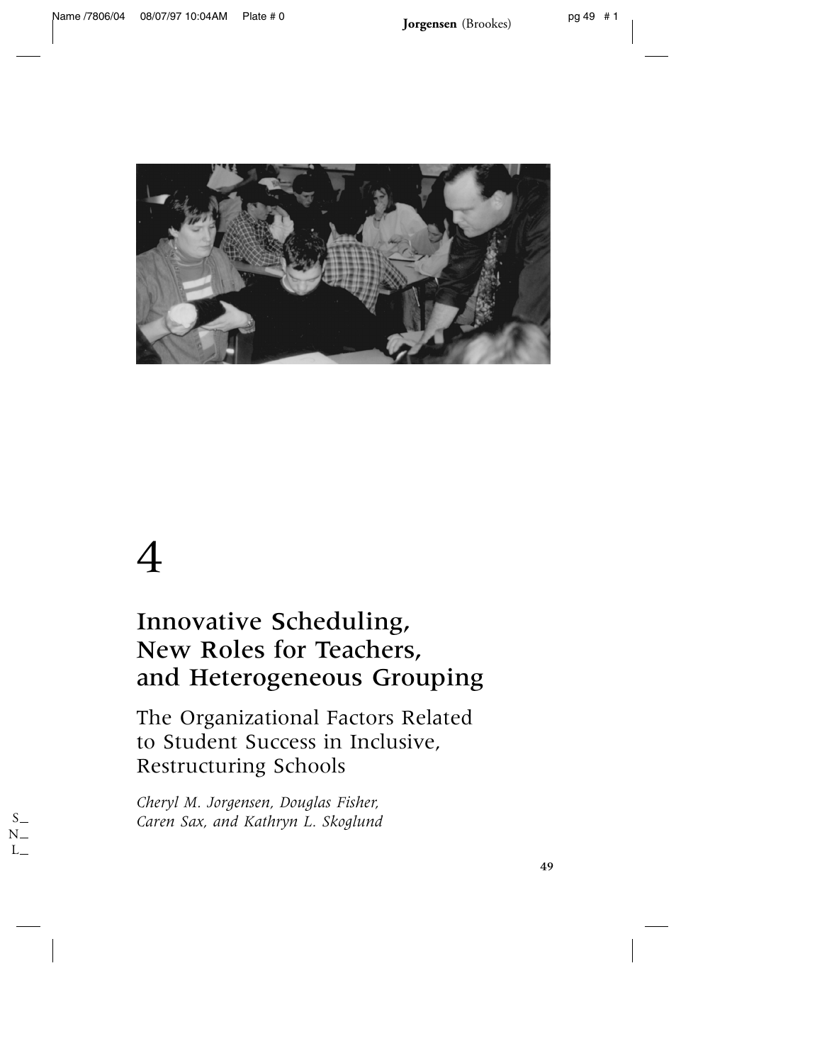# 4

## Innovative Scheduling, New Roles for Teachers, and Heterogeneous Grouping

### The Organizational Factors Related to Student Success in Inclusive, Restructuring Schools

*Cheryl M. Jorgensen, Douglas Fisher, Caren Sax, and Kathryn L. Skoglund*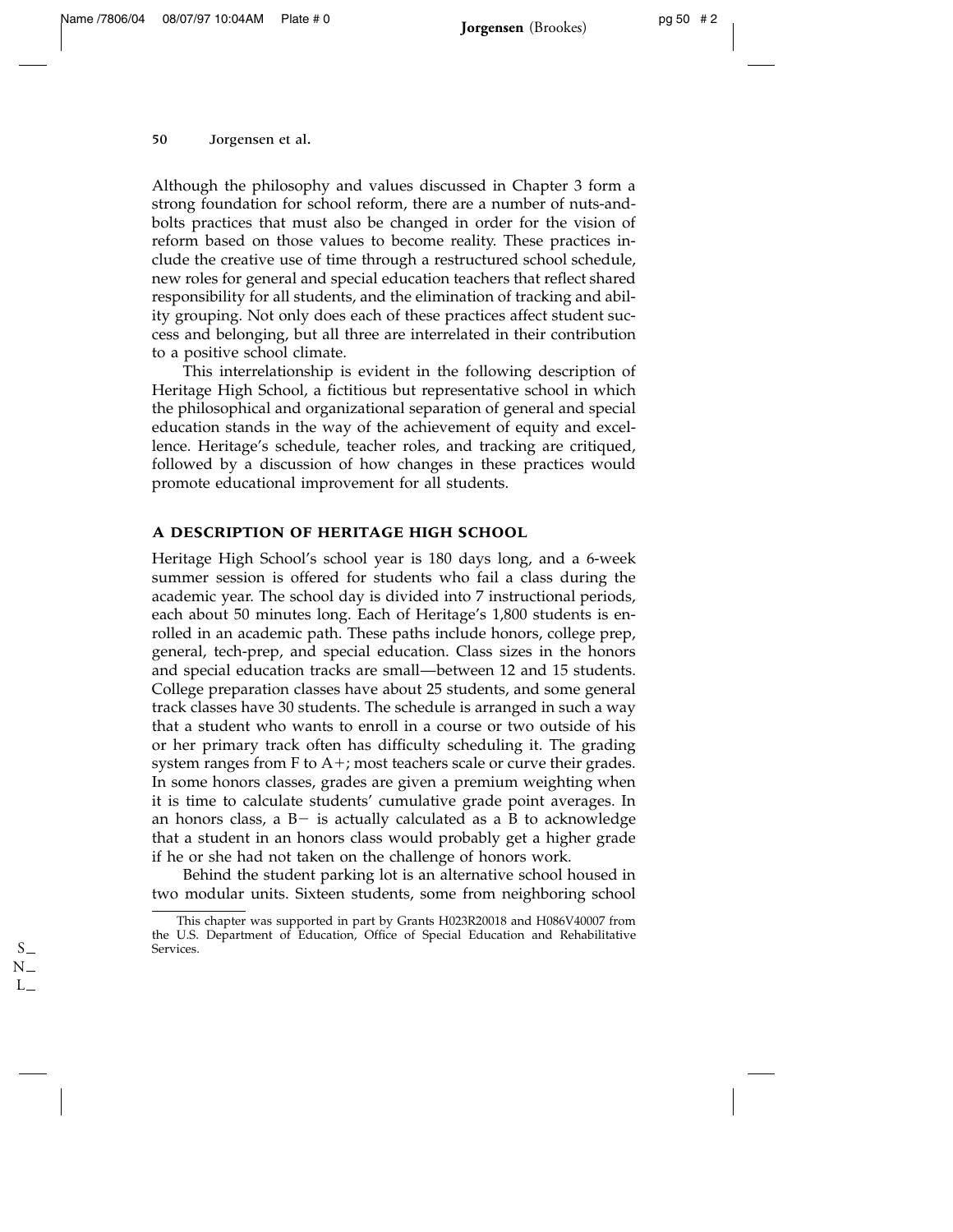Although the philosophy and values discussed in Chapter 3 form a strong foundation for school reform, there are a number of nuts-and-bolts practices that must also be changed in order for the vision of reform based on those values to become reality. These practices include the creative use of time through a restructured school schedule, new roles for general and special education teachers that reflect shared responsibility for all students, and the elimination of tracking and ability grouping. Not only does each of these practices affect student success and belonging, but all three are interrelated in their contribution to a positive school climate.

This interrelationship is evident in the following description of Heritage High School, a fictitious but representative school in which the philosophical and organizational separation of general and special education stands in the way of the achievement of equity and excellence. Heritage's schedule, teacher roles, and tracking are critiqued, followed by a discussion of how changes in these practices would promote educational improvement for all students.

## A DESCRIPTION OF HERITAGE HIGH SCHOOL

Heritage High School's school year is 180 days long, and a 6-week summer session is offered for students who fail a class during the academic year. The school day is divided into 7 instructional periods, each about 50 minutes long. Each of Heritage's 1,800 students is enrolled in an academic path. These paths include honors, college prep, general, tech-prep, and special education. Class sizes in the honors and special education tracks are small—between 12 and 15 students. College preparation classes have about 25 students, and some general track classes have 30 students. The schedule is arranged in such a way that a student who wants to enroll in a course or two outside of his or her primary track often has difficulty scheduling it. The grading system ranges from F to A+; most teachers scale or curve their grades. In some honors classes, grades are given a premium weighting when it is time to calculate students' cumulative grade point averages. In an honors class, a B− is actually calculated as a B to acknowledge that a student in an honors class would probably get a higher grade if he or she had not taken on the challenge of honors work.

Behind the student parking lot is an alternative school housed in two modular units. Sixteen students, some from neighboring school

---

This chapter was supported in part by Grants H023R20018 and H086V40007 from the U.S. Department of Education, Office of Special Education and Rehabilitative Services.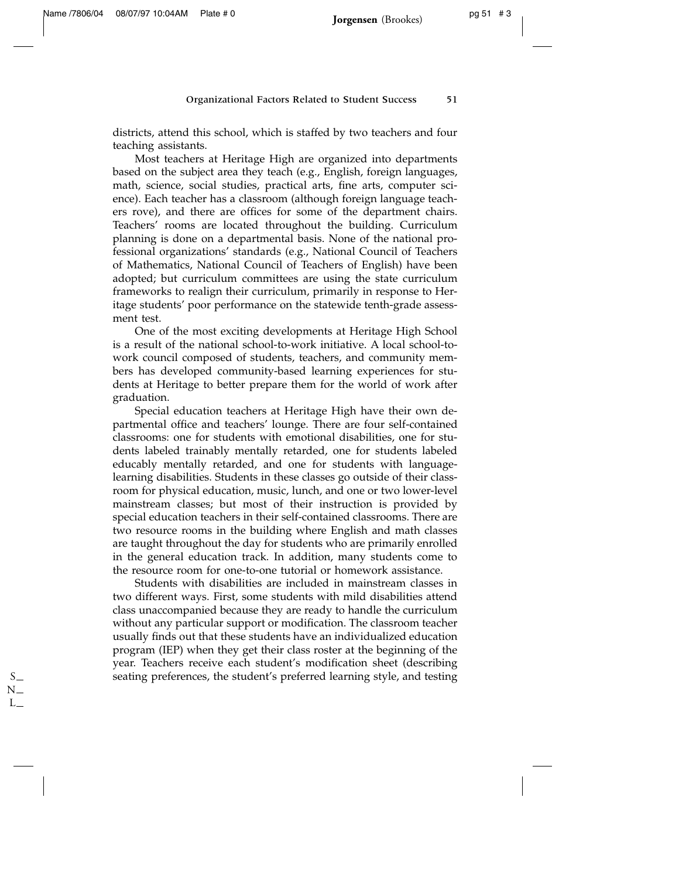districts, attend this school, which is staffed by two teachers and four teaching assistants.

Most teachers at Heritage High are organized into departments based on the subject area they teach (e.g., English, foreign languages, math, science, social studies, practical arts, fine arts, computer science). Each teacher has a classroom (although foreign language teachers rove), and there are offices for some of the department chairs. Teachers' rooms are located throughout the building. Curriculum planning is done on a departmental basis. None of the national professional organizations' standards (e.g., National Council of Teachers of Mathematics, National Council of Teachers of English) have been adopted; but curriculum committees are using the state curriculum frameworks to realign their curriculum, primarily in response to Heritage students' poor performance on the statewide tenth-grade assessment test.

One of the most exciting developments at Heritage High School is a result of the national school-to-work initiative. A local school-to-work council composed of students, teachers, and community members has developed community-based learning experiences for students at Heritage to better prepare them for the world of work after graduation.

Special education teachers at Heritage High have their own departmental office and teachers' lounge. There are four self-contained classrooms: one for students with emotional disabilities, one for students labeled trainably mentally retarded, one for students labeled educably mentally retarded, and one for students with language-learning disabilities. Students in these classes go outside of their classroom for physical education, music, lunch, and one or two lower-level mainstream classes; but most of their instruction is provided by special education teachers in their self-contained classrooms. There are two resource rooms in the building where English and math classes are taught throughout the day for students who are primarily enrolled in the general education track. In addition, many students come to the resource room for one-to-one tutorial or homework assistance.

Students with disabilities are included in mainstream classes in two different ways. First, some students with mild disabilities attend class unaccompanied because they are ready to handle the curriculum without any particular support or modification. The classroom teacher usually finds out that these students have an individualized education program (IEP) when they get their class roster at the beginning of the year. Teachers receive each student's modification sheet (describing seating preferences, the student's preferred learning style, and testing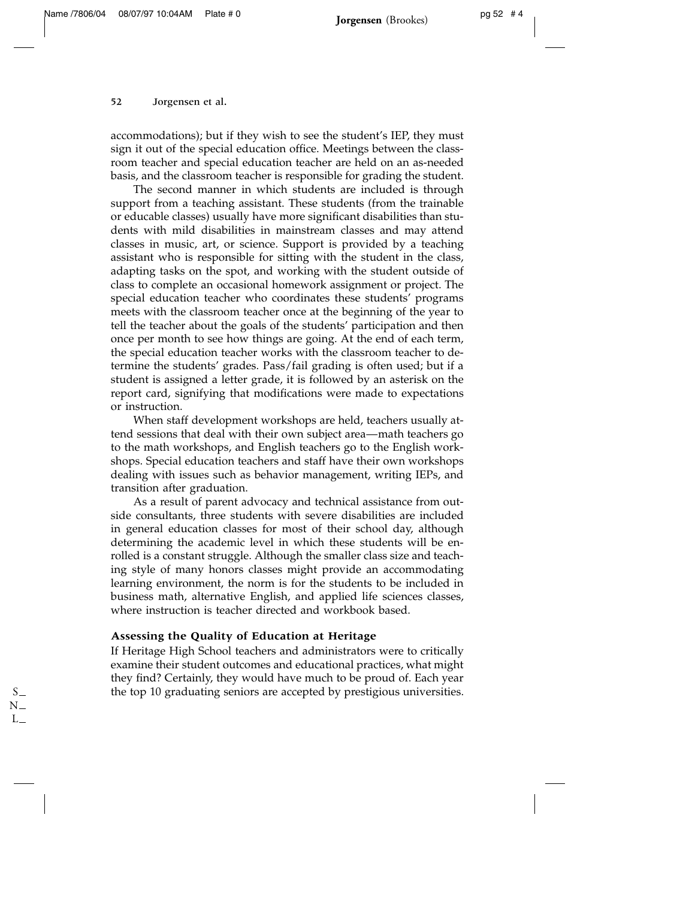accommodations); but if they wish to see the student's IEP, they must sign it out of the special education office. Meetings between the classroom teacher and special education teacher are held on an as-needed basis, and the classroom teacher is responsible for grading the student.

The second manner in which students are included is through support from a teaching assistant. These students (from the trainable or educable classes) usually have more significant disabilities than students with mild disabilities in mainstream classes and may attend classes in music, art, or science. Support is provided by a teaching assistant who is responsible for sitting with the student in the class, adapting tasks on the spot, and working with the student outside of class to complete an occasional homework assignment or project. The special education teacher who coordinates these students' programs meets with the classroom teacher once at the beginning of the year to tell the teacher about the goals of the students' participation and then once per month to see how things are going. At the end of each term, the special education teacher works with the classroom teacher to determine the students' grades. Pass/fail grading is often used; but if a student is assigned a letter grade, it is followed by an asterisk on the report card, signifying that modifications were made to expectations or instruction.

When staff development workshops are held, teachers usually attend sessions that deal with their own subject area—math teachers go to the math workshops, and English teachers go to the English workshops. Special education teachers and staff have their own workshops dealing with issues such as behavior management, writing IEPs, and transition after graduation.

As a result of parent advocacy and technical assistance from outside consultants, three students with severe disabilities are included in general education classes for most of their school day, although determining the academic level in which these students will be enrolled is a constant struggle. Although the smaller class size and teaching style of many honors classes might provide an accommodating learning environment, the norm is for the students to be included in business math, alternative English, and applied life sciences classes, where instruction is teacher directed and workbook based.

### Assessing the Quality of Education at Heritage

If Heritage High School teachers and administrators were to critically examine their student outcomes and educational practices, what might they find? Certainly, they would have much to be proud of. Each year the top 10 graduating seniors are accepted by prestigious universities.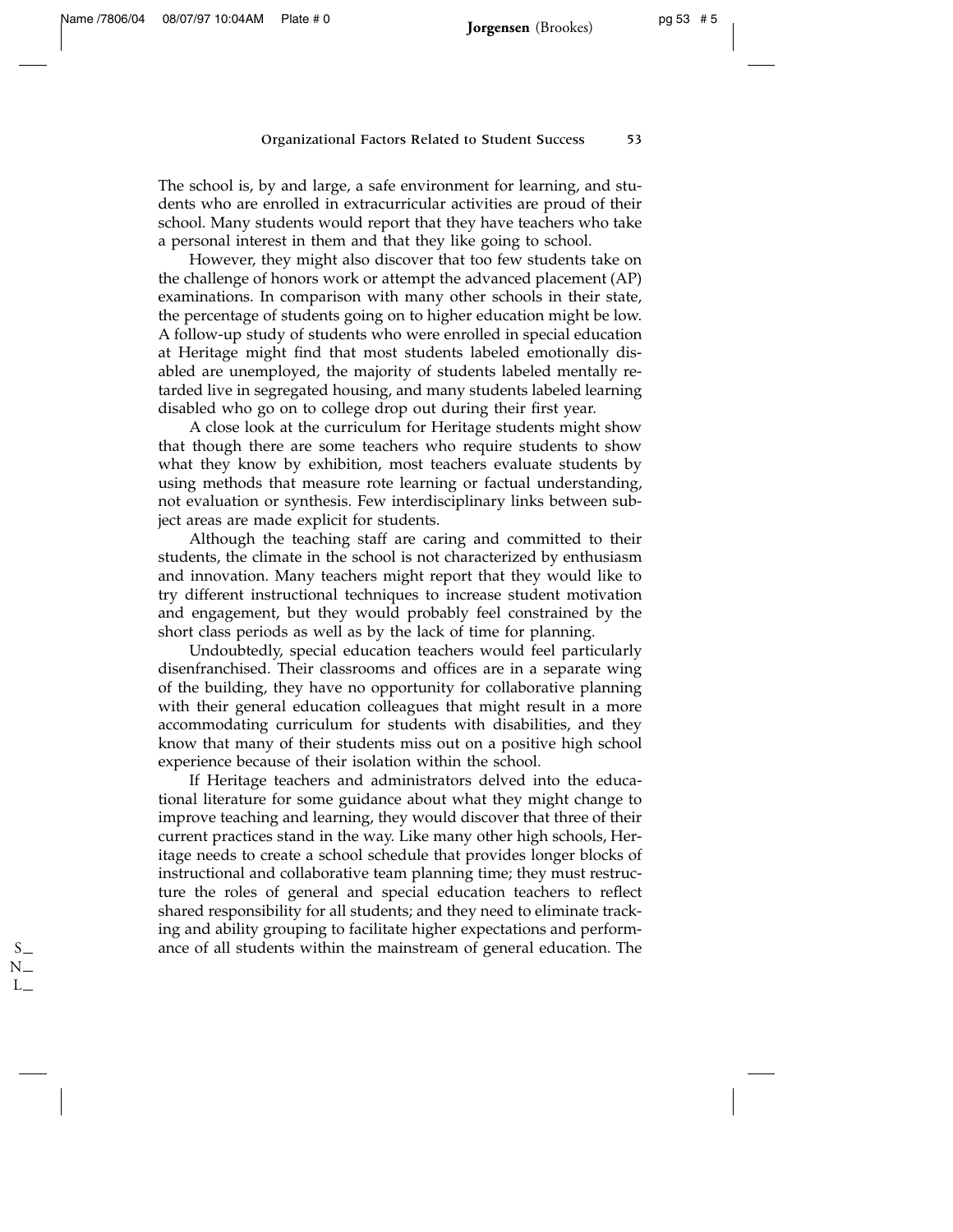The school is, by and large, a safe environment for learning, and students who are enrolled in extracurricular activities are proud of their school. Many students would report that they have teachers who take a personal interest in them and that they like going to school.

However, they might also discover that too few students take on the challenge of honors work or attempt the advanced placement (AP) examinations. In comparison with many other schools in their state, the percentage of students going on to higher education might be low. A follow-up study of students who were enrolled in special education at Heritage might find that most students labeled emotionally disabled are unemployed, the majority of students labeled mentally retarded live in segregated housing, and many students labeled learning disabled who go on to college drop out during their first year.

A close look at the curriculum for Heritage students might show that though there are some teachers who require students to show what they know by exhibition, most teachers evaluate students by using methods that measure rote learning or factual understanding, not evaluation or synthesis. Few interdisciplinary links between subject areas are made explicit for students.

Although the teaching staff are caring and committed to their students, the climate in the school is not characterized by enthusiasm and innovation. Many teachers might report that they would like to try different instructional techniques to increase student motivation and engagement, but they would probably feel constrained by the short class periods as well as by the lack of time for planning.

Undoubtedly, special education teachers would feel particularly disenfranchised. Their classrooms and offices are in a separate wing of the building, they have no opportunity for collaborative planning with their general education colleagues that might result in a more accommodating curriculum for students with disabilities, and they know that many of their students miss out on a positive high school experience because of their isolation within the school.

If Heritage teachers and administrators delved into the educational literature for some guidance about what they might change to improve teaching and learning, they would discover that three of their current practices stand in the way. Like many other high schools, Heritage needs to create a school schedule that provides longer blocks of instructional and collaborative team planning time; they must restructure the roles of general and special education teachers to reflect shared responsibility for all students; and they need to eliminate tracking and ability grouping to facilitate higher expectations and performance of all students within the mainstream of general education. The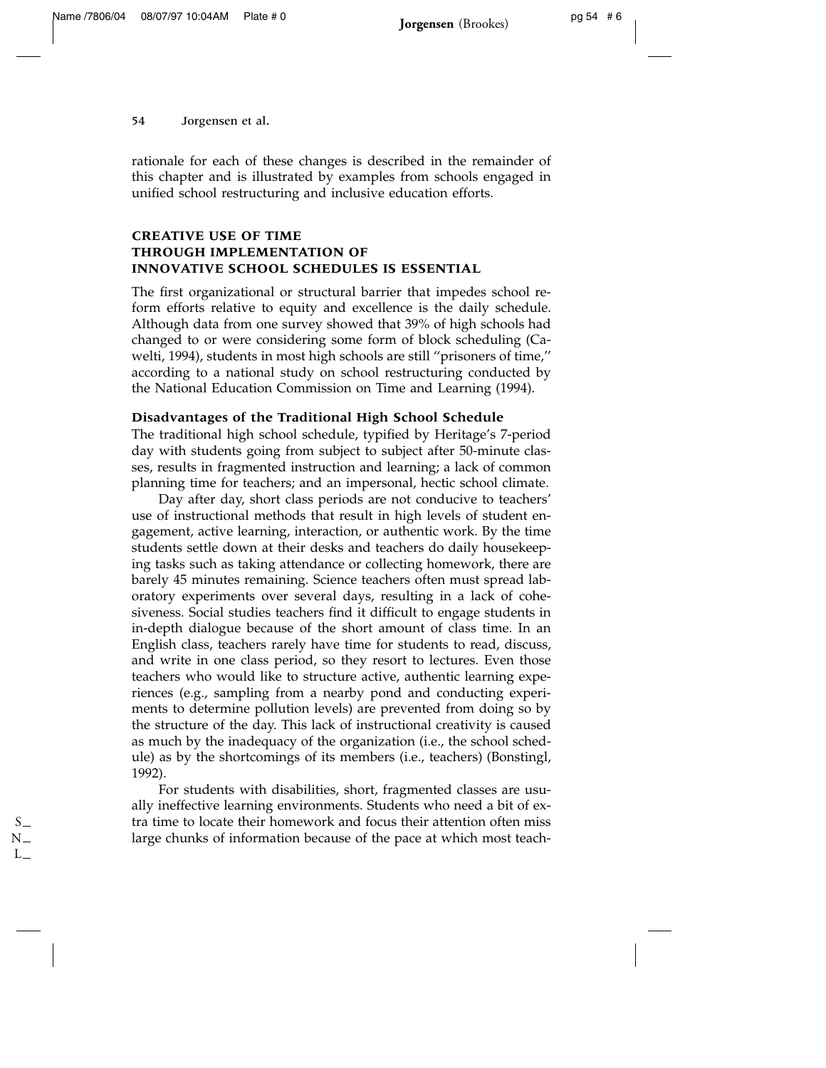rationale for each of these changes is described in the remainder of this chapter and is illustrated by examples from schools engaged in unified school restructuring and inclusive education efforts.

## CREATIVE USE OF TIME THROUGH IMPLEMENTATION OF INNOVATIVE SCHOOL SCHEDULES IS ESSENTIAL

The first organizational or structural barrier that impedes school reform efforts relative to equity and excellence is the daily schedule. Although data from one survey showed that 39% of high schools had changed to or were considering some form of block scheduling (Cawelti, 1994), students in most high schools are still "prisoners of time," according to a national study on school restructuring conducted by the National Education Commission on Time and Learning (1994).

### Disadvantages of the Traditional High School Schedule

The traditional high school schedule, typified by Heritage's 7-period day with students going from subject to subject after 50-minute classes, results in fragmented instruction and learning; a lack of common planning time for teachers; and an impersonal, hectic school climate.

Day after day, short class periods are not conducive to teachers' use of instructional methods that result in high levels of student engagement, active learning, interaction, or authentic work. By the time students settle down at their desks and teachers do daily housekeeping tasks such as taking attendance or collecting homework, there are barely 45 minutes remaining. Science teachers often must spread laboratory experiments over several days, resulting in a lack of cohesiveness. Social studies teachers find it difficult to engage students in in-depth dialogue because of the short amount of class time. In an English class, teachers rarely have time for students to read, discuss, and write in one class period, so they resort to lectures. Even those teachers who would like to structure active, authentic learning experiences (e.g., sampling from a nearby pond and conducting experiments to determine pollution levels) are prevented from doing so by the structure of the day. This lack of instructional creativity is caused as much by the inadequacy of the organization (i.e., the school schedule) as by the shortcomings of its members (i.e., teachers) (Bonstingl, 1992).

For students with disabilities, short, fragmented classes are usually ineffective learning environments. Students who need a bit of extra time to locate their homework and focus their attention often miss large chunks of information because of the pace at which most teach-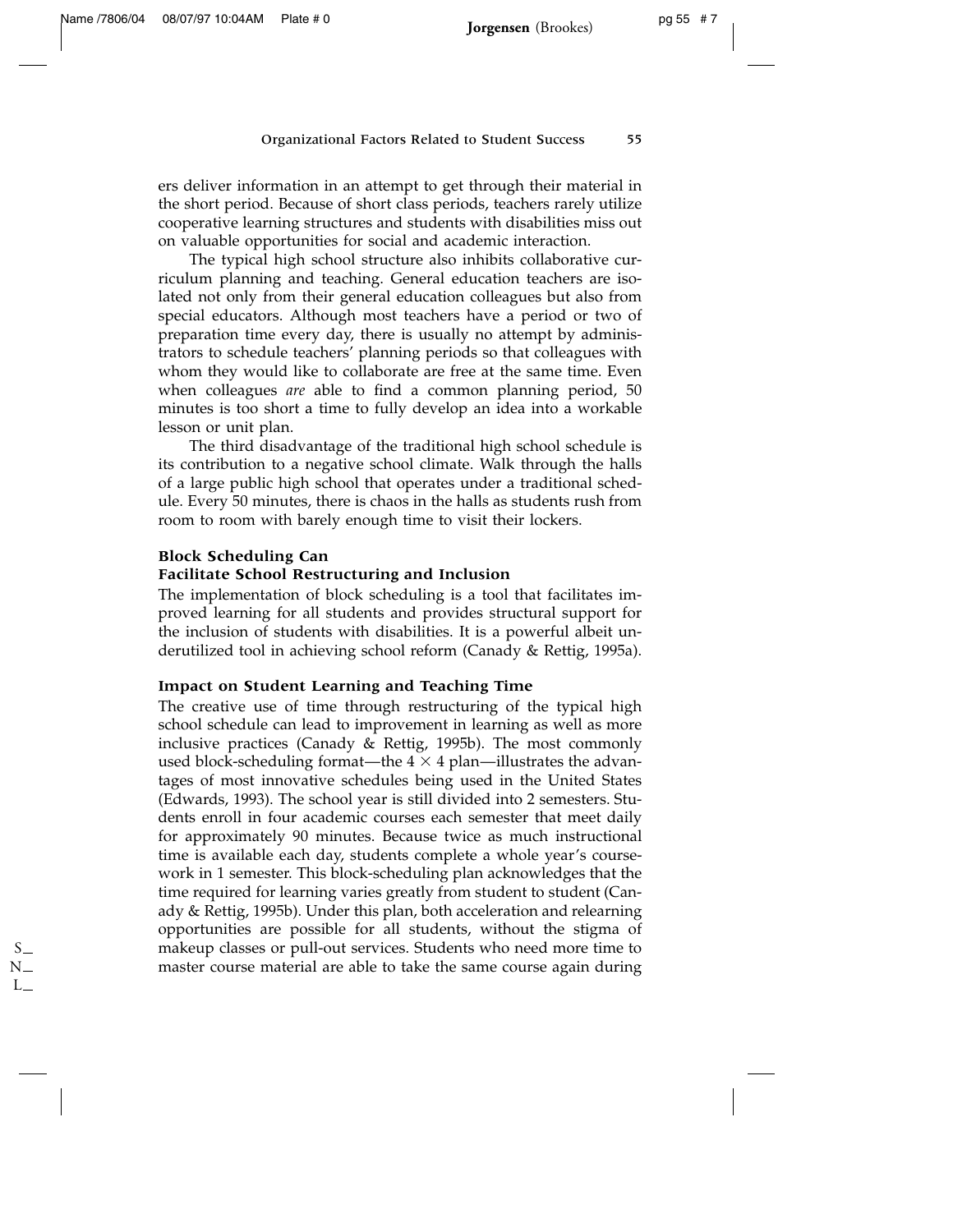ers deliver information in an attempt to get through their material in the short period. Because of short class periods, teachers rarely utilize cooperative learning structures and students with disabilities miss out on valuable opportunities for social and academic interaction.

The typical high school structure also inhibits collaborative curriculum planning and teaching. General education teachers are isolated not only from their general education colleagues but also from special educators. Although most teachers have a period or two of preparation time every day, there is usually no attempt by administrators to schedule teachers' planning periods so that colleagues with whom they would like to collaborate are free at the same time. Even when colleagues *are* able to find a common planning period, 50 minutes is too short a time to fully develop an idea into a workable lesson or unit plan.

The third disadvantage of the traditional high school schedule is its contribution to a negative school climate. Walk through the halls of a large public high school that operates under a traditional schedule. Every 50 minutes, there is chaos in the halls as students rush from room to room with barely enough time to visit their lockers.

### Block Scheduling Can Facilitate School Restructuring and Inclusion

The implementation of block scheduling is a tool that facilitates improved learning for all students and provides structural support for the inclusion of students with disabilities. It is a powerful albeit underutilized tool in achieving school reform (Canady & Rettig, 1995a).

### Impact on Student Learning and Teaching Time

The creative use of time through restructuring of the typical high school schedule can lead to improvement in learning as well as more inclusive practices (Canady & Rettig, 1995b). The most commonly used block-scheduling format—the $4 \times 4$ plan—illustrates the advantages of most innovative schedules being used in the United States (Edwards, 1993). The school year is still divided into 2 semesters. Students enroll in four academic courses each semester that meet daily for approximately 90 minutes. Because twice as much instructional time is available each day, students complete a whole year's coursework in 1 semester. This block-scheduling plan acknowledges that the time required for learning varies greatly from student to student (Canady & Rettig, 1995b). Under this plan, both acceleration and relearning opportunities are possible for all students, without the stigma of makeup classes or pull-out services. Students who need more time to master course material are able to take the same course again during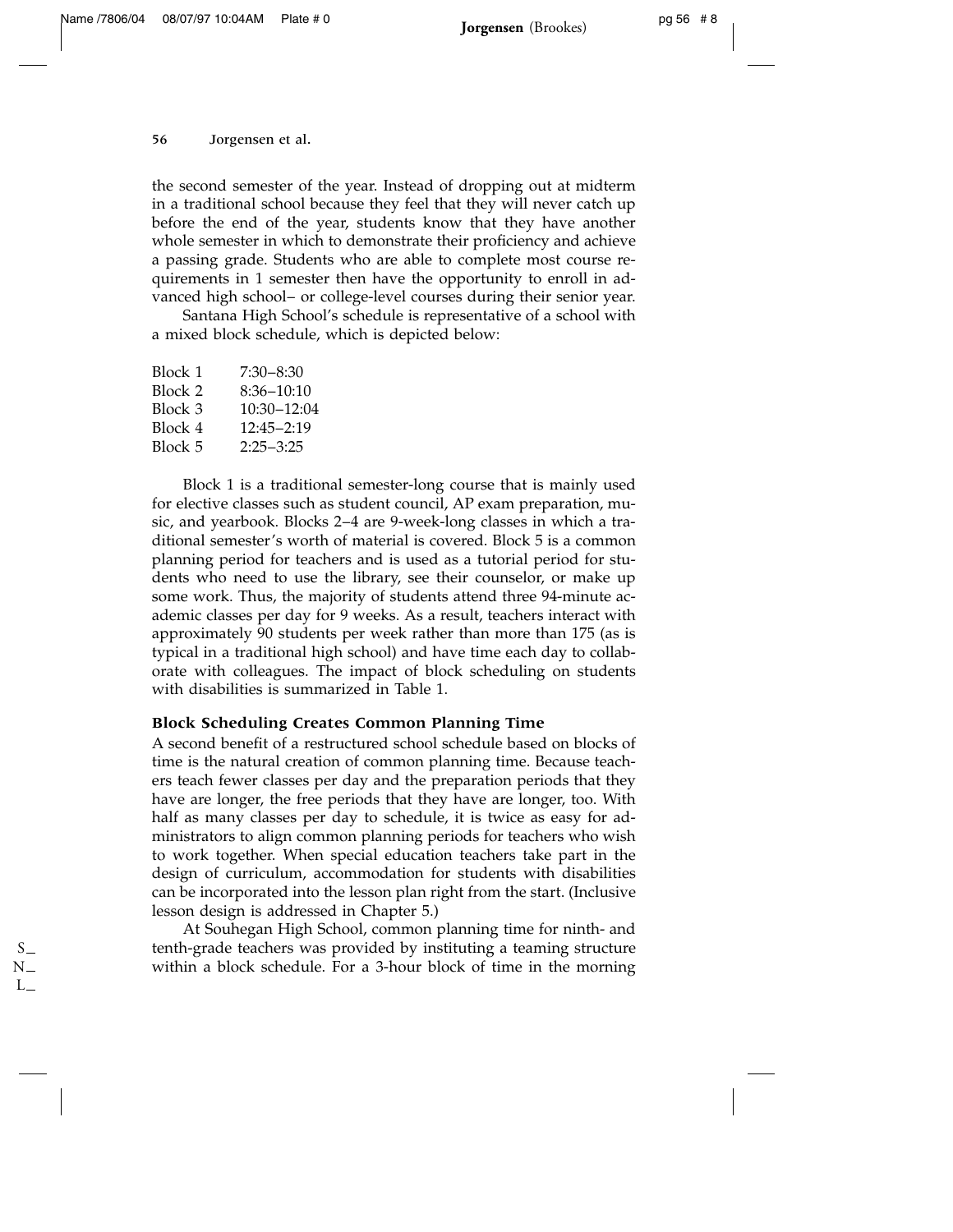the second semester of the year. Instead of dropping out at midterm in a traditional school because they feel that they will never catch up before the end of the year, students know that they have another whole semester in which to demonstrate their proficiency and achieve a passing grade. Students who are able to complete most course requirements in 1 semester then have the opportunity to enroll in advanced high school– or college-level courses during their senior year.

Santana High School's schedule is representative of a school with a mixed block schedule, which is depicted below:

| | |
|---|---|
| Block 1 | 7:30–8:30 |
| Block 2 | 8:36–10:10 |
| Block 3 | 10:30–12:04 |
| Block 4 | 12:45–2:19 |
| Block 5 | 2:25–3:25 |

Block 1 is a traditional semester-long course that is mainly used for elective classes such as student council, AP exam preparation, music, and yearbook. Blocks 2–4 are 9-week-long classes in which a traditional semester's worth of material is covered. Block 5 is a common planning period for teachers and is used as a tutorial period for students who need to use the library, see their counselor, or make up some work. Thus, the majority of students attend three 94-minute academic classes per day for 9 weeks. As a result, teachers interact with approximately 90 students per week rather than more than 175 (as is typical in a traditional high school) and have time each day to collaborate with colleagues. The impact of block scheduling on students with disabilities is summarized in Table 1.

### Block Scheduling Creates Common Planning Time

A second benefit of a restructured school schedule based on blocks of time is the natural creation of common planning time. Because teachers teach fewer classes per day and the preparation periods that they have are longer, the free periods that they have are longer, too. With half as many classes per day to schedule, it is twice as easy for administrators to align common planning periods for teachers who wish to work together. When special education teachers take part in the design of curriculum, accommodation for students with disabilities can be incorporated into the lesson plan right from the start. (Inclusive lesson design is addressed in Chapter 5.)

At Souhegan High School, common planning time for ninth- and tenth-grade teachers was provided by instituting a teaming structure within a block schedule. For a 3-hour block of time in the morning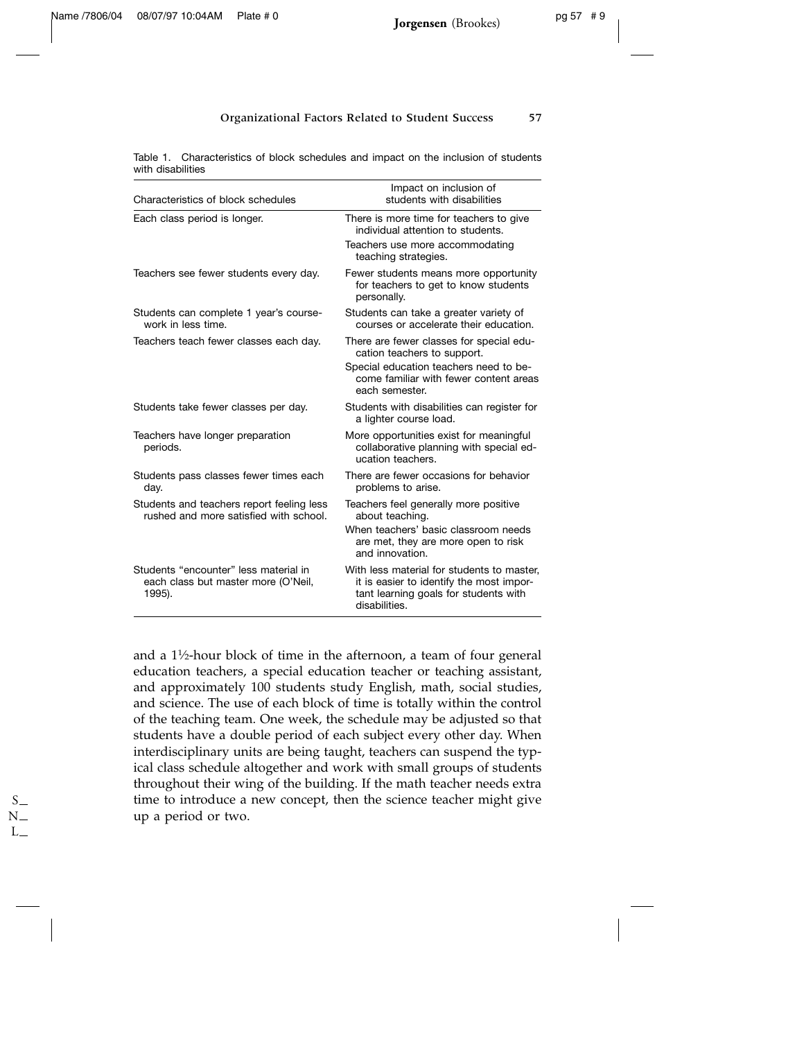Table 1. Characteristics of block schedules and impact on the inclusion of students with disabilities

| Characteristics of block schedules | Impact on inclusion of students with disabilities |
| --- | --- |
| Each class period is longer. | There is more time for teachers to give individual attention to students. Teachers use more accommodating teaching strategies. |
| Teachers see fewer students every day. | Fewer students means more opportunity for teachers to get to know students personally. |
| Students can complete 1 year's coursework in less time. | Students can take a greater variety of courses or accelerate their education. |
| Teachers teach fewer classes each day. | There are fewer classes for special education teachers to support. Special education teachers need to become familiar with fewer content areas each semester. |
| Students take fewer classes per day. | Students with disabilities can register for a lighter course load. |
| Teachers have longer preparation periods. | More opportunities exist for meaningful collaborative planning with special education teachers. |
| Students pass classes fewer times each day. | There are fewer occasions for behavior problems to arise. |
| Students and teachers report feeling less rushed and more satisfied with school. | Teachers feel generally more positive about teaching. When teachers' basic classroom needs are met, they are more open to risk and innovation. |
| Students "encounter" less material in each class but master more (O'Neil, 1995). | With less material for students to master, it is easier to identify the most important learning goals for students with disabilities. |

and a 1½-hour block of time in the afternoon, a team of four general education teachers, a special education teacher or teaching assistant, and approximately 100 students study English, math, social studies, and science. The use of each block of time is totally within the control of the teaching team. One week, the schedule may be adjusted so that students have a double period of each subject every other day. When interdisciplinary units are being taught, teachers can suspend the typical class schedule altogether and work with small groups of students throughout their wing of the building. If the math teacher needs extra time to introduce a new concept, then the science teacher might give up a period or two.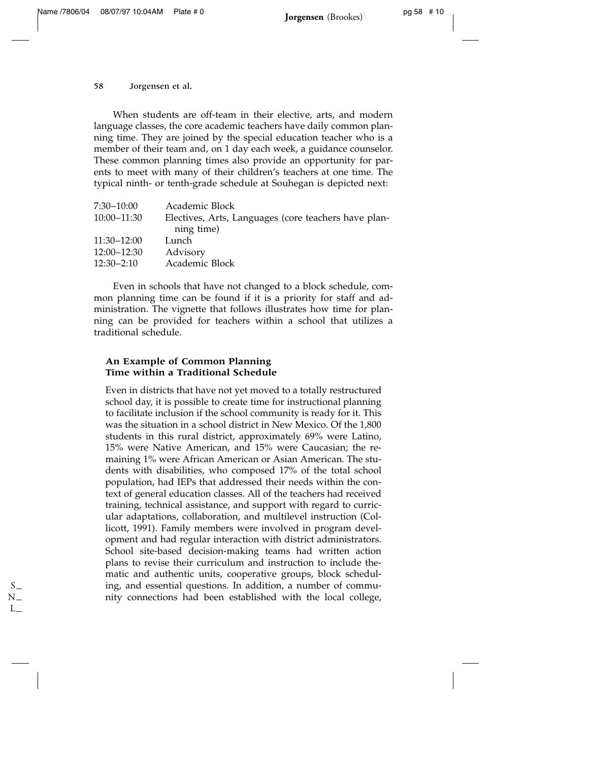When students are off-team in their elective, arts, and modern language classes, the core academic teachers have daily common planning time. They are joined by the special education teacher who is a member of their team and, on 1 day each week, a guidance counselor. These common planning times also provide an opportunity for parents to meet with many of their children's teachers at one time. The typical ninth- or tenth-grade schedule at Souhegan is depicted next:

| | |
|---|---|
| 7:30–10:00 | Academic Block |
| 10:00–11:30 | Electives, Arts, Languages (core teachers have planning time) |
| 11:30–12:00 | Lunch |
| 12:00–12:30 | Advisory |
| 12:30–2:10 | Academic Block |

Even in schools that have not changed to a block schedule, common planning time can be found if it is a priority for staff and administration. The vignette that follows illustrates how time for planning can be provided for teachers within a school that utilizes a traditional schedule.

### An Example of Common Planning Time within a Traditional Schedule

Even in districts that have not yet moved to a totally restructured school day, it is possible to create time for instructional planning to facilitate inclusion if the school community is ready for it. This was the situation in a school district in New Mexico. Of the 1,800 students in this rural district, approximately 69% were Latino, 15% were Native American, and 15% were Caucasian; the remaining 1% were African American or Asian American. The students with disabilities, who composed 17% of the total school population, had IEPs that addressed their needs within the context of general education classes. All of the teachers had received training, technical assistance, and support with regard to curricular adaptations, collaboration, and multilevel instruction (Collicott, 1991). Family members were involved in program development and had regular interaction with district administrators. School site-based decision-making teams had written action plans to revise their curriculum and instruction to include thematic and authentic units, cooperative groups, block scheduling, and essential questions. In addition, a number of community connections had been established with the local college,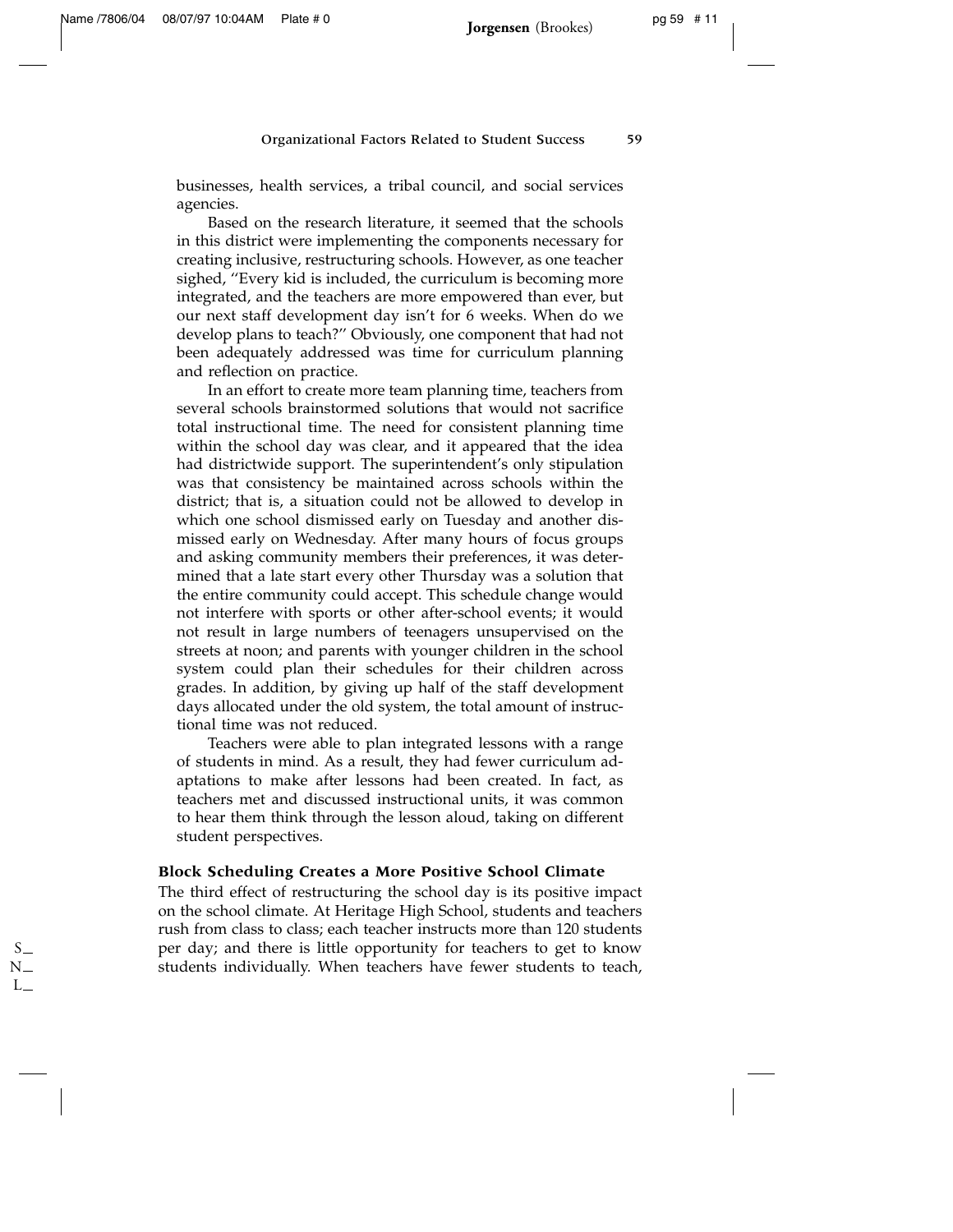businesses, health services, a tribal council, and social services agencies.

Based on the research literature, it seemed that the schools in this district were implementing the components necessary for creating inclusive, restructuring schools. However, as one teacher sighed, "Every kid is included, the curriculum is becoming more integrated, and the teachers are more empowered than ever, but our next staff development day isn't for 6 weeks. When do we develop plans to teach?" Obviously, one component that had not been adequately addressed was time for curriculum planning and reflection on practice.

In an effort to create more team planning time, teachers from several schools brainstormed solutions that would not sacrifice total instructional time. The need for consistent planning time within the school day was clear, and it appeared that the idea had districtwide support. The superintendent's only stipulation was that consistency be maintained across schools within the district; that is, a situation could not be allowed to develop in which one school dismissed early on Tuesday and another dismissed early on Wednesday. After many hours of focus groups and asking community members their preferences, it was determined that a late start every other Thursday was a solution that the entire community could accept. This schedule change would not interfere with sports or other after-school events; it would not result in large numbers of teenagers unsupervised on the streets at noon; and parents with younger children in the school system could plan their schedules for their children across grades. In addition, by giving up half of the staff development days allocated under the old system, the total amount of instructional time was not reduced.

Teachers were able to plan integrated lessons with a range of students in mind. As a result, they had fewer curriculum adaptations to make after lessons had been created. In fact, as teachers met and discussed instructional units, it was common to hear them think through the lesson aloud, taking on different student perspectives.

### Block Scheduling Creates a More Positive School Climate

The third effect of restructuring the school day is its positive impact on the school climate. At Heritage High School, students and teachers rush from class to class; each teacher instructs more than 120 students per day; and there is little opportunity for teachers to get to know students individually. When teachers have fewer students to teach,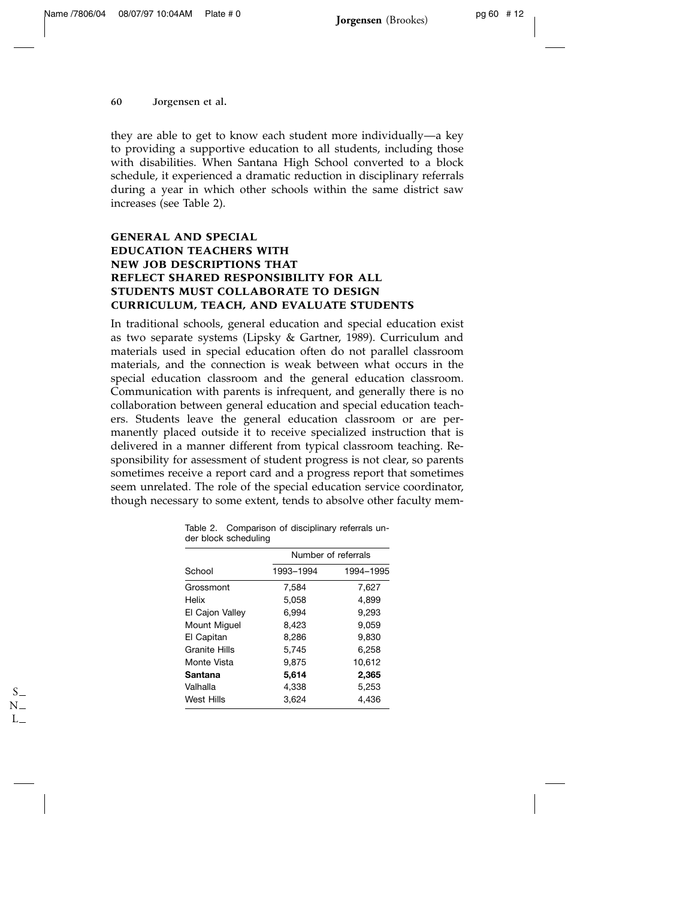they are able to get to know each student more individually—a key to providing a supportive education to all students, including those with disabilities. When Santana High School converted to a block schedule, it experienced a dramatic reduction in disciplinary referrals during a year in which other schools within the same district saw increases (see Table 2).

## GENERAL AND SPECIAL EDUCATION TEACHERS WITH NEW JOB DESCRIPTIONS THAT REFLECT SHARED RESPONSIBILITY FOR ALL STUDENTS MUST COLLABORATE TO DESIGN CURRICULUM, TEACH, AND EVALUATE STUDENTS

In traditional schools, general education and special education exist as two separate systems (Lipsky & Gartner, 1989). Curriculum and materials used in special education often do not parallel classroom materials, and the connection is weak between what occurs in the special education classroom and the general education classroom. Communication with parents is infrequent, and generally there is no collaboration between general education and special education teachers. Students leave the general education classroom or are permanently placed outside it to receive specialized instruction that is delivered in a manner different from typical classroom teaching. Responsibility for assessment of student progress is not clear, so parents sometimes receive a report card and a progress report that sometimes seem unrelated. The role of the special education service coordinator, though necessary to some extent, tends to absolve other faculty mem-

Table 2. Comparison of disciplinary referrals under block scheduling

| | Number of referrals | |
|---|---|---|
| School | 1993–1994 | 1994–1995 |
| Grossmont | 7,584 | 7,627 |
| Helix | 5,058 | 4,899 |
| El Cajon Valley | 6,994 | 9,293 |
| Mount Miguel | 8,423 | 9,059 |
| El Capitan | 8,286 | 9,830 |
| Granite Hills | 5,745 | 6,258 |
| Monte Vista | 9,875 | 10,612 |
| **Santana** | **5,614** | **2,365** |
| Valhalla | 4,338 | 5,253 |
| West Hills | 3,624 | 4,436 |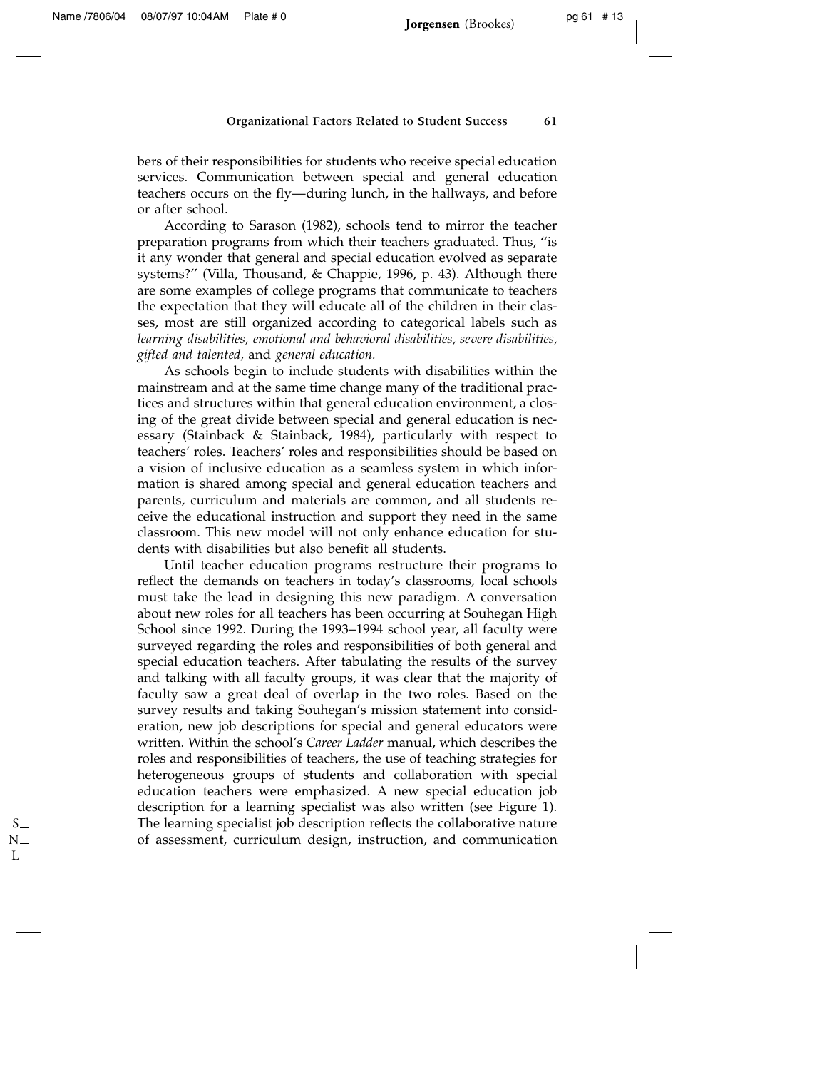bers of their responsibilities for students who receive special education services. Communication between special and general education teachers occurs on the fly—during lunch, in the hallways, and before or after school.

According to Sarason (1982), schools tend to mirror the teacher preparation programs from which their teachers graduated. Thus, "is it any wonder that general and special education evolved as separate systems?" (Villa, Thousand, & Chappie, 1996, p. 43). Although there are some examples of college programs that communicate to teachers the expectation that they will educate all of the children in their classes, most are still organized according to categorical labels such as *learning disabilities, emotional and behavioral disabilities, severe disabilities, gifted and talented,* and *general education.*

As schools begin to include students with disabilities within the mainstream and at the same time change many of the traditional practices and structures within that general education environment, a closing of the great divide between special and general education is necessary (Stainback & Stainback, 1984), particularly with respect to teachers' roles. Teachers' roles and responsibilities should be based on a vision of inclusive education as a seamless system in which information is shared among special and general education teachers and parents, curriculum and materials are common, and all students receive the educational instruction and support they need in the same classroom. This new model will not only enhance education for students with disabilities but also benefit all students.

Until teacher education programs restructure their programs to reflect the demands on teachers in today's classrooms, local schools must take the lead in designing this new paradigm. A conversation about new roles for all teachers has been occurring at Souhegan High School since 1992. During the 1993–1994 school year, all faculty were surveyed regarding the roles and responsibilities of both general and special education teachers. After tabulating the results of the survey and talking with all faculty groups, it was clear that the majority of faculty saw a great deal of overlap in the two roles. Based on the survey results and taking Souhegan's mission statement into consideration, new job descriptions for special and general educators were written. Within the school's *Career Ladder* manual, which describes the roles and responsibilities of teachers, the use of teaching strategies for heterogeneous groups of students and collaboration with special education teachers were emphasized. A new special education job description for a learning specialist was also written (see Figure 1). The learning specialist job description reflects the collaborative nature of assessment, curriculum design, instruction, and communication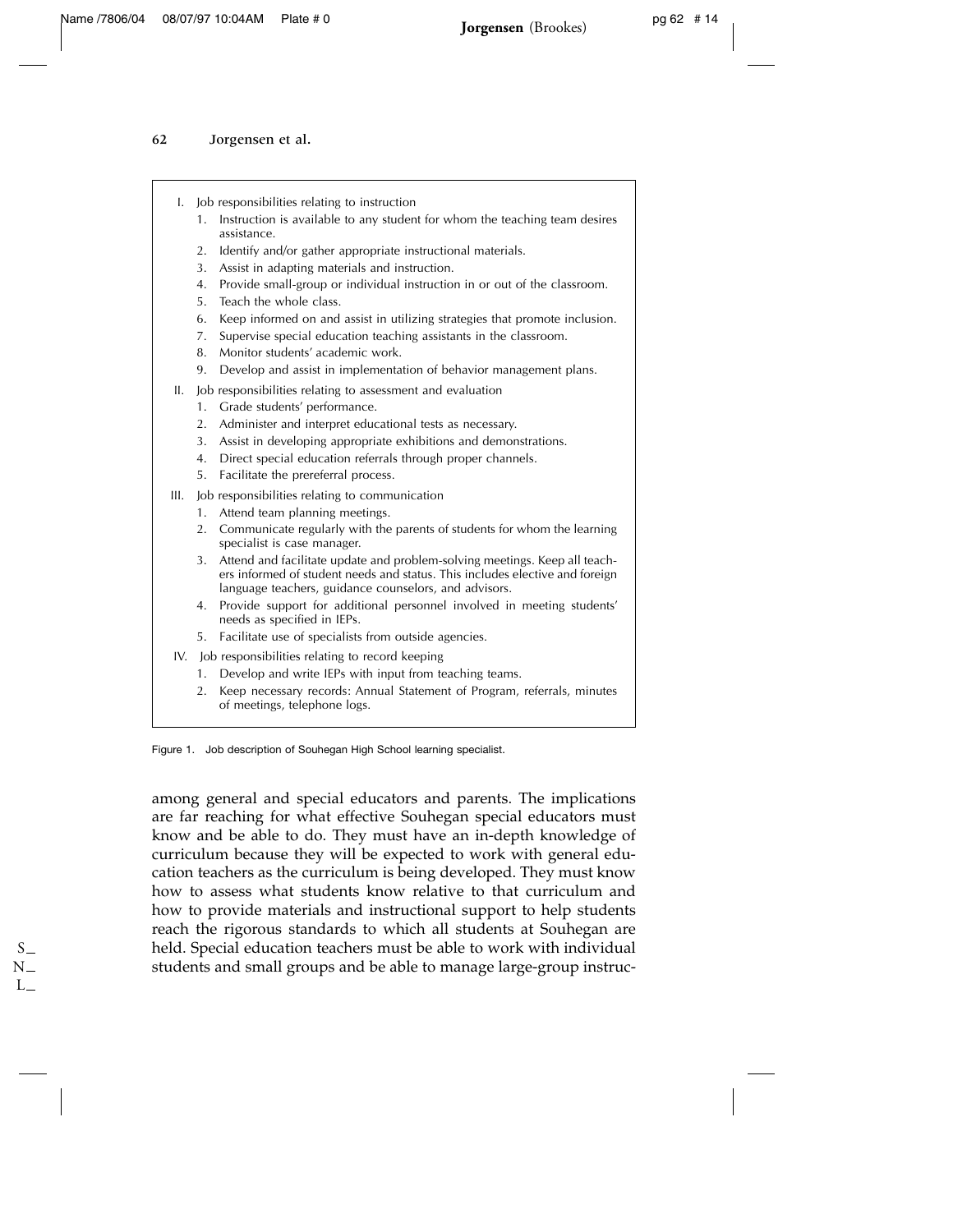I. Job responsibilities relating to instruction
   1. Instruction is available to any student for whom the teaching team desires assistance.
   2. Identify and/or gather appropriate instructional materials.
   3. Assist in adapting materials and instruction.
   4. Provide small-group or individual instruction in or out of the classroom.
   5. Teach the whole class.
   6. Keep informed on and assist in utilizing strategies that promote inclusion.
   7. Supervise special education teaching assistants in the classroom.
   8. Monitor students' academic work.
   9. Develop and assist in implementation of behavior management plans.

II. Job responsibilities relating to assessment and evaluation
   1. Grade students' performance.
   2. Administer and interpret educational tests as necessary.
   3. Assist in developing appropriate exhibitions and demonstrations.
   4. Direct special education referrals through proper channels.
   5. Facilitate the prereferral process.

III. Job responsibilities relating to communication
   1. Attend team planning meetings.
   2. Communicate regularly with the parents of students for whom the learning specialist is case manager.
   3. Attend and facilitate update and problem-solving meetings. Keep all teachers informed of student needs and status. This includes elective and foreign language teachers, guidance counselors, and advisors.
   4. Provide support for additional personnel involved in meeting students' needs as specified in IEPs.
   5. Facilitate use of specialists from outside agencies.

IV. Job responsibilities relating to record keeping
   1. Develop and write IEPs with input from teaching teams.
   2. Keep necessary records: Annual Statement of Program, referrals, minutes of meetings, telephone logs.

Figure 1. Job description of Souhegan High School learning specialist.

among general and special educators and parents. The implications are far reaching for what effective Souhegan special educators must know and be able to do. They must have an in-depth knowledge of curriculum because they will be expected to work with general education teachers as the curriculum is being developed. They must know how to assess what students know relative to that curriculum and how to provide materials and instructional support to help students reach the rigorous standards to which all students at Souhegan are held. Special education teachers must be able to work with individual students and small groups and be able to manage large-group instruc-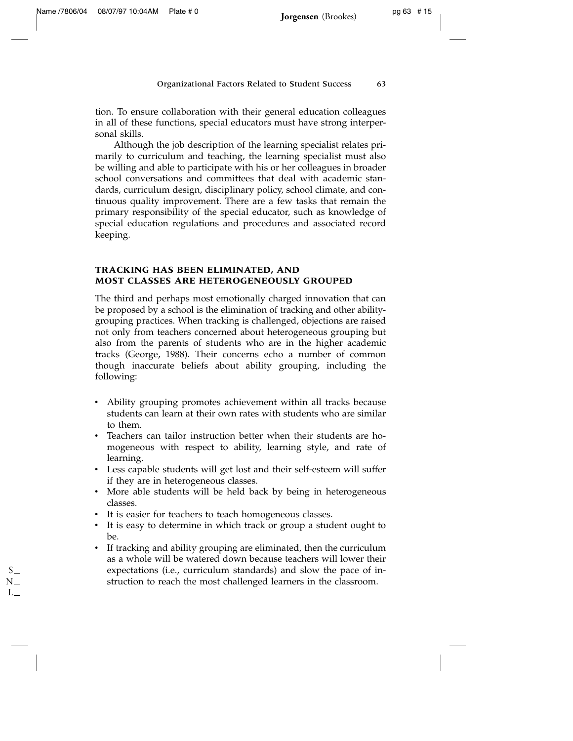tion. To ensure collaboration with their general education colleagues in all of these functions, special educators must have strong interpersonal skills.

Although the job description of the learning specialist relates primarily to curriculum and teaching, the learning specialist must also be willing and able to participate with his or her colleagues in broader school conversations and committees that deal with academic standards, curriculum design, disciplinary policy, school climate, and continuous quality improvement. There are a few tasks that remain the primary responsibility of the special educator, such as knowledge of special education regulations and procedures and associated record keeping.

### TRACKING HAS BEEN ELIMINATED, AND MOST CLASSES ARE HETEROGENEOUSLY GROUPED

The third and perhaps most emotionally charged innovation that can be proposed by a school is the elimination of tracking and other ability-grouping practices. When tracking is challenged, objections are raised not only from teachers concerned about heterogeneous grouping but also from the parents of students who are in the higher academic tracks (George, 1988). Their concerns echo a number of common though inaccurate beliefs about ability grouping, including the following:

- Ability grouping promotes achievement within all tracks because students can learn at their own rates with students who are similar to them.
- Teachers can tailor instruction better when their students are homogeneous with respect to ability, learning style, and rate of learning.
- Less capable students will get lost and their self-esteem will suffer if they are in heterogeneous classes.
- More able students will be held back by being in heterogeneous classes.
- It is easier for teachers to teach homogeneous classes.
- It is easy to determine in which track or group a student ought to be.
- If tracking and ability grouping are eliminated, then the curriculum as a whole will be watered down because teachers will lower their expectations (i.e., curriculum standards) and slow the pace of instruction to reach the most challenged learners in the classroom.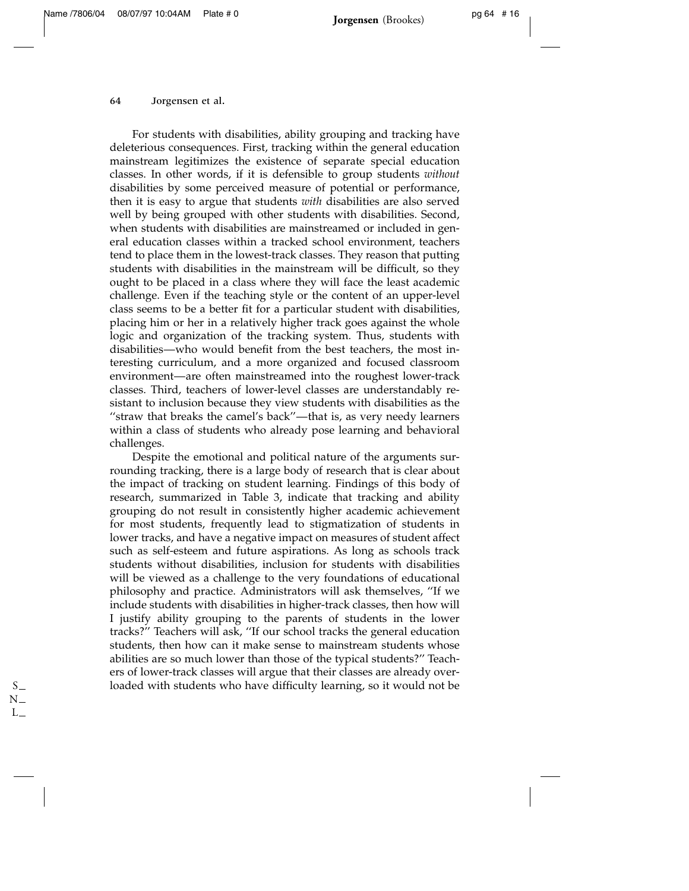For students with disabilities, ability grouping and tracking have deleterious consequences. First, tracking within the general education mainstream legitimizes the existence of separate special education classes. In other words, if it is defensible to group students *without* disabilities by some perceived measure of potential or performance, then it is easy to argue that students *with* disabilities are also served well by being grouped with other students with disabilities. Second, when students with disabilities are mainstreamed or included in general education classes within a tracked school environment, teachers tend to place them in the lowest-track classes. They reason that putting students with disabilities in the mainstream will be difficult, so they ought to be placed in a class where they will face the least academic challenge. Even if the teaching style or the content of an upper-level class seems to be a better fit for a particular student with disabilities, placing him or her in a relatively higher track goes against the whole logic and organization of the tracking system. Thus, students with disabilities—who would benefit from the best teachers, the most interesting curriculum, and a more organized and focused classroom environment—are often mainstreamed into the roughest lower-track classes. Third, teachers of lower-level classes are understandably resistant to inclusion because they view students with disabilities as the "straw that breaks the camel's back"—that is, as very needy learners within a class of students who already pose learning and behavioral challenges.

Despite the emotional and political nature of the arguments surrounding tracking, there is a large body of research that is clear about the impact of tracking on student learning. Findings of this body of research, summarized in Table 3, indicate that tracking and ability grouping do not result in consistently higher academic achievement for most students, frequently lead to stigmatization of students in lower tracks, and have a negative impact on measures of student affect such as self-esteem and future aspirations. As long as schools track students without disabilities, inclusion for students with disabilities will be viewed as a challenge to the very foundations of educational philosophy and practice. Administrators will ask themselves, "If we include students with disabilities in higher-track classes, then how will I justify ability grouping to the parents of students in the lower tracks?" Teachers will ask, "If our school tracks the general education students, then how can it make sense to mainstream students whose abilities are so much lower than those of the typical students?" Teachers of lower-track classes will argue that their classes are already overloaded with students who have difficulty learning, so it would not be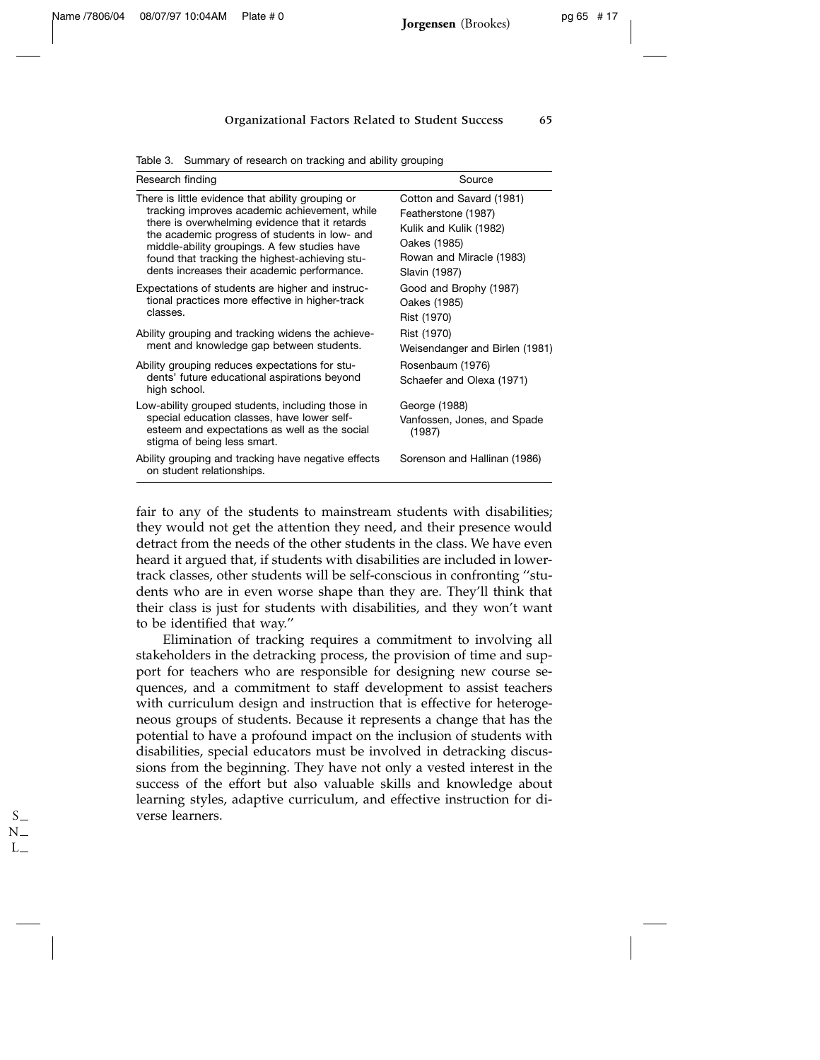Table 3. Summary of research on tracking and ability grouping

| Research finding | Source |
|---|---|
| There is little evidence that ability grouping or tracking improves academic achievement, while there is overwhelming evidence that it retards the academic progress of students in low- and middle-ability groupings. A few studies have found that tracking the highest-achieving students increases their academic performance. | Cotton and Savard (1981)<br>Featherstone (1987)<br>Kulik and Kulik (1982)<br>Oakes (1985)<br>Rowan and Miracle (1983)<br>Slavin (1987) |
| Expectations of students are higher and instructional practices more effective in higher-track classes. | Good and Brophy (1987)<br>Oakes (1985)<br>Rist (1970) |
| Ability grouping and tracking widens the achievement and knowledge gap between students. | Rist (1970)<br>Weisendanger and Birlen (1981) |
| Ability grouping reduces expectations for students' future educational aspirations beyond high school. | Rosenbaum (1976)<br>Schaefer and Olexa (1971) |
| Low-ability grouped students, including those in special education classes, have lower self-esteem and expectations as well as the social stigma of being less smart. | George (1988)<br>Vanfossen, Jones, and Spade (1987) |
| Ability grouping and tracking have negative effects on student relationships. | Sorenson and Hallinan (1986) |

fair to any of the students to mainstream students with disabilities; they would not get the attention they need, and their presence would detract from the needs of the other students in the class. We have even heard it argued that, if students with disabilities are included in lower-track classes, other students will be self-conscious in confronting "students who are in even worse shape than they are. They'll think that their class is just for students with disabilities, and they won't want to be identified that way."

Elimination of tracking requires a commitment to involving all stakeholders in the detracking process, the provision of time and support for teachers who are responsible for designing new course sequences, and a commitment to staff development to assist teachers with curriculum design and instruction that is effective for heterogeneous groups of students. Because it represents a change that has the potential to have a profound impact on the inclusion of students with disabilities, special educators must be involved in detracking discussions from the beginning. They have not only a vested interest in the success of the effort but also valuable skills and knowledge about learning styles, adaptive curriculum, and effective instruction for diverse learners.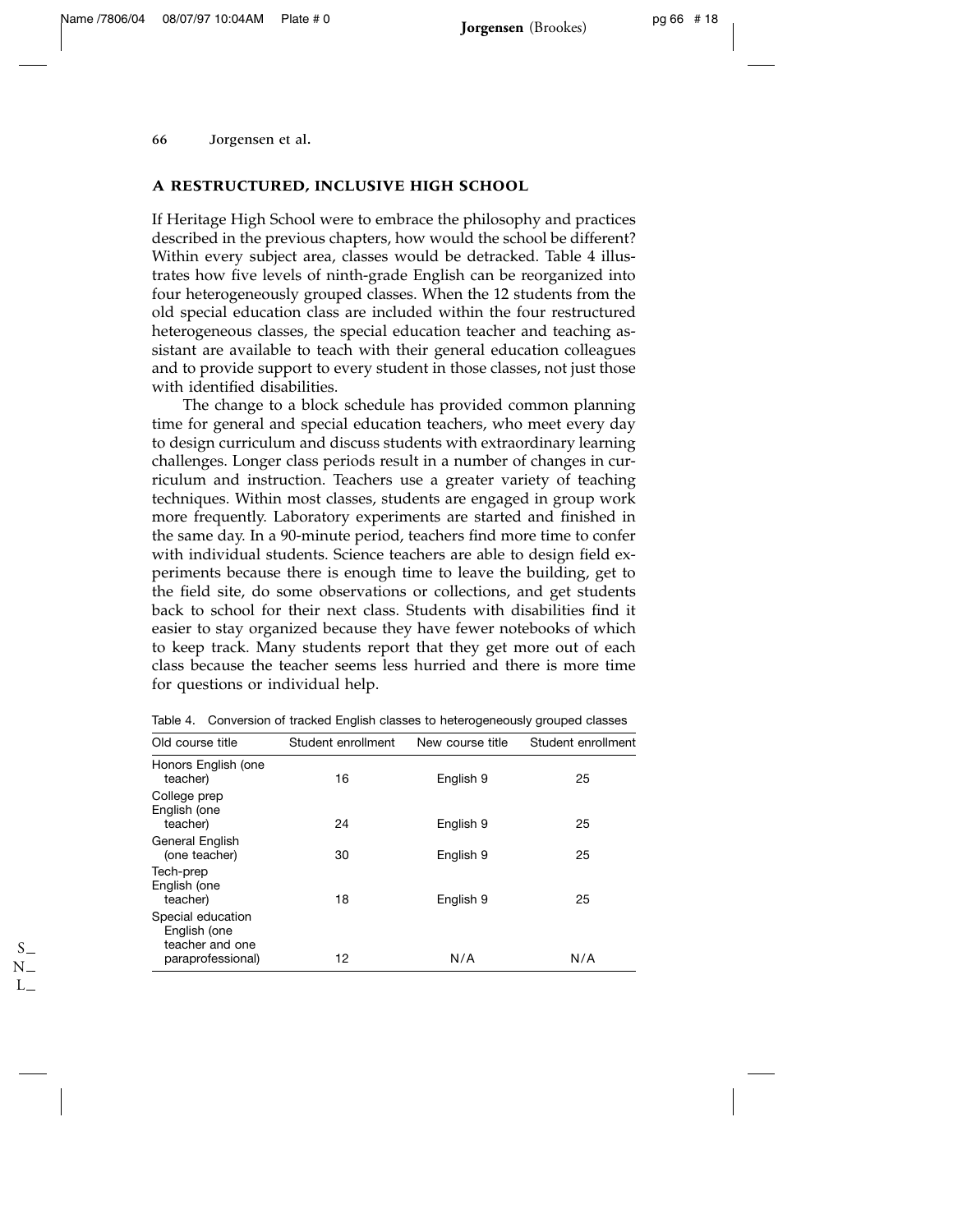## A RESTRUCTURED, INCLUSIVE HIGH SCHOOL

If Heritage High School were to embrace the philosophy and practices described in the previous chapters, how would the school be different? Within every subject area, classes would be detracked. Table 4 illustrates how five levels of ninth-grade English can be reorganized into four heterogeneously grouped classes. When the 12 students from the old special education class are included within the four restructured heterogeneous classes, the special education teacher and teaching assistant are available to teach with their general education colleagues and to provide support to every student in those classes, not just those with identified disabilities.

The change to a block schedule has provided common planning time for general and special education teachers, who meet every day to design curriculum and discuss students with extraordinary learning challenges. Longer class periods result in a number of changes in curriculum and instruction. Teachers use a greater variety of teaching techniques. Within most classes, students are engaged in group work more frequently. Laboratory experiments are started and finished in the same day. In a 90-minute period, teachers find more time to confer with individual students. Science teachers are able to design field experiments because there is enough time to leave the building, get to the field site, do some observations or collections, and get students back to school for their next class. Students with disabilities find it easier to stay organized because they have fewer notebooks of which to keep track. Many students report that they get more out of each class because the teacher seems less hurried and there is more time for questions or individual help.

Table 4. Conversion of tracked English classes to heterogeneously grouped classes

| Old course title | Student enrollment | New course title | Student enrollment |
|---|---|---|---|
| Honors English (one teacher) | 16 | English 9 | 25 |
| College prep English (one teacher) | 24 | English 9 | 25 |
| General English (one teacher) | 30 | English 9 | 25 |
| Tech-prep English (one teacher) | 18 | English 9 | 25 |
| Special education English (one teacher and one paraprofessional) | 12 | N/A | N/A |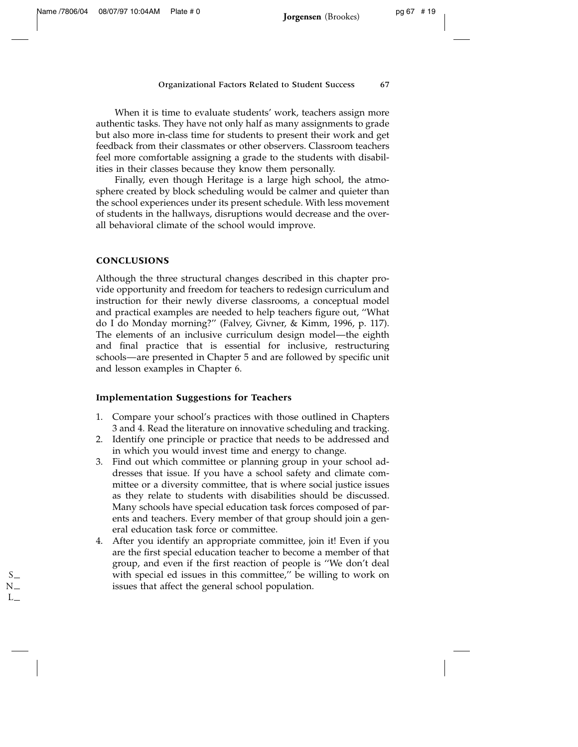When it is time to evaluate students' work, teachers assign more authentic tasks. They have not only half as many assignments to grade but also more in-class time for students to present their work and get feedback from their classmates or other observers. Classroom teachers feel more comfortable assigning a grade to the students with disabilities in their classes because they know them personally.

Finally, even though Heritage is a large high school, the atmosphere created by block scheduling would be calmer and quieter than the school experiences under its present schedule. With less movement of students in the hallways, disruptions would decrease and the overall behavioral climate of the school would improve.

## CONCLUSIONS

Although the three structural changes described in this chapter provide opportunity and freedom for teachers to redesign curriculum and instruction for their newly diverse classrooms, a conceptual model and practical examples are needed to help teachers figure out, "What do I do Monday morning?" (Falvey, Givner, & Kimm, 1996, p. 117). The elements of an inclusive curriculum design model—the eighth and final practice that is essential for inclusive, restructuring schools—are presented in Chapter 5 and are followed by specific unit and lesson examples in Chapter 6.

### Implementation Suggestions for Teachers

1. Compare your school's practices with those outlined in Chapters 3 and 4. Read the literature on innovative scheduling and tracking.
2. Identify one principle or practice that needs to be addressed and in which you would invest time and energy to change.
3. Find out which committee or planning group in your school addresses that issue. If you have a school safety and climate committee or a diversity committee, that is where social justice issues as they relate to students with disabilities should be discussed. Many schools have special education task forces composed of parents and teachers. Every member of that group should join a general education task force or committee.
4. After you identify an appropriate committee, join it! Even if you are the first special education teacher to become a member of that group, and even if the first reaction of people is "We don't deal with special ed issues in this committee," be willing to work on issues that affect the general school population.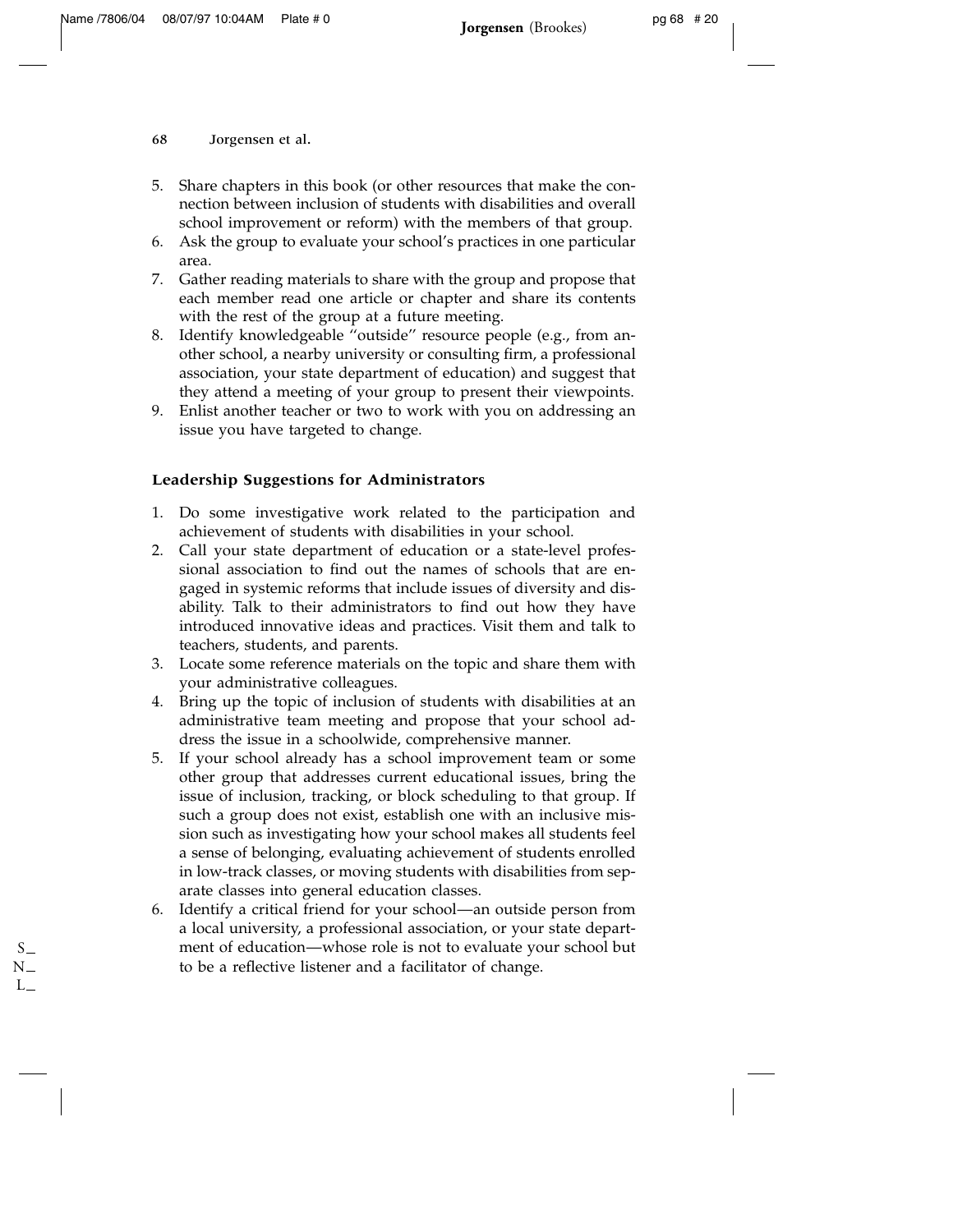5. Share chapters in this book (or other resources that make the connection between inclusion of students with disabilities and overall school improvement or reform) with the members of that group.
6. Ask the group to evaluate your school's practices in one particular area.
7. Gather reading materials to share with the group and propose that each member read one article or chapter and share its contents with the rest of the group at a future meeting.
8. Identify knowledgeable "outside" resource people (e.g., from another school, a nearby university or consulting firm, a professional association, your state department of education) and suggest that they attend a meeting of your group to present their viewpoints.
9. Enlist another teacher or two to work with you on addressing an issue you have targeted to change.

### Leadership Suggestions for Administrators

1. Do some investigative work related to the participation and achievement of students with disabilities in your school.
2. Call your state department of education or a state-level professional association to find out the names of schools that are engaged in systemic reforms that include issues of diversity and disability. Talk to their administrators to find out how they have introduced innovative ideas and practices. Visit them and talk to teachers, students, and parents.
3. Locate some reference materials on the topic and share them with your administrative colleagues.
4. Bring up the topic of inclusion of students with disabilities at an administrative team meeting and propose that your school address the issue in a schoolwide, comprehensive manner.
5. If your school already has a school improvement team or some other group that addresses current educational issues, bring the issue of inclusion, tracking, or block scheduling to that group. If such a group does not exist, establish one with an inclusive mission such as investigating how your school makes all students feel a sense of belonging, evaluating achievement of students enrolled in low-track classes, or moving students with disabilities from separate classes into general education classes.
6. Identify a critical friend for your school—an outside person from a local university, a professional association, or your state department of education—whose role is not to evaluate your school but to be a reflective listener and a facilitator of change.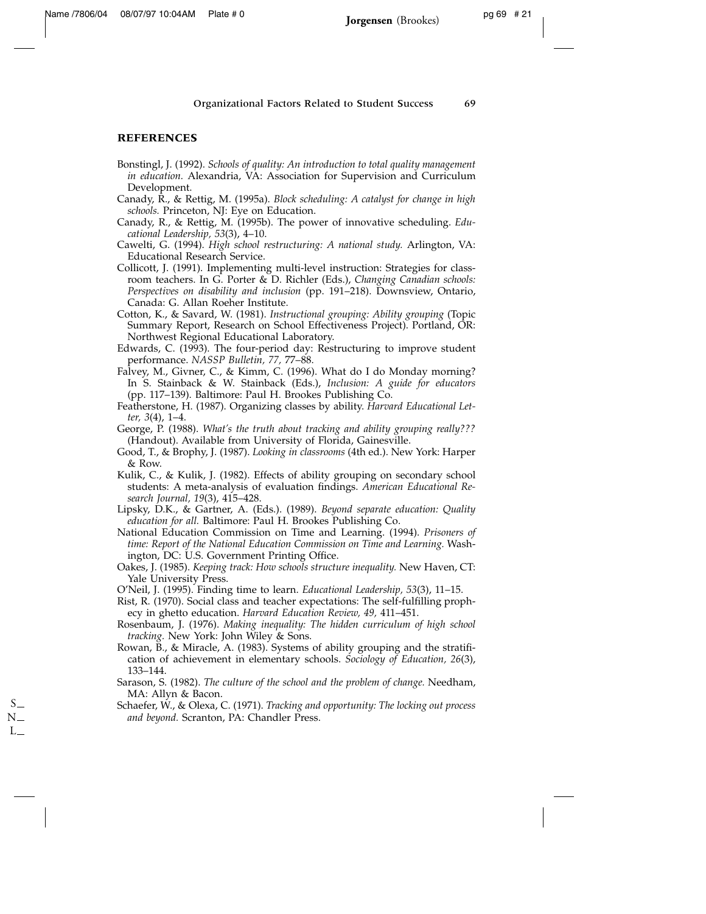## REFERENCES

Bonstingl, J. (1992). *Schools of quality: An introduction to total quality management in education.* Alexandria, VA: Association for Supervision and Curriculum Development.

Canady, R., & Rettig, M. (1995a). *Block scheduling: A catalyst for change in high schools.* Princeton, NJ: Eye on Education.

Canady, R., & Rettig, M. (1995b). The power of innovative scheduling. *Educational Leadership, 53*(3), 4–10.

Cawelti, G. (1994). *High school restructuring: A national study.* Arlington, VA: Educational Research Service.

Collicott, J. (1991). Implementing multi-level instruction: Strategies for classroom teachers. In G. Porter & D. Richler (Eds.), *Changing Canadian schools: Perspectives on disability and inclusion* (pp. 191–218). Downsview, Ontario, Canada: G. Allan Roeher Institute.

Cotton, K., & Savard, W. (1981). *Instructional grouping: Ability grouping* (Topic Summary Report, Research on School Effectiveness Project). Portland, OR: Northwest Regional Educational Laboratory.

Edwards, C. (1993). The four-period day: Restructuring to improve student performance. *NASSP Bulletin, 77,* 77–88.

Falvey, M., Givner, C., & Kimm, C. (1996). What do I do Monday morning? In S. Stainback & W. Stainback (Eds.), *Inclusion: A guide for educators* (pp. 117–139). Baltimore: Paul H. Brookes Publishing Co.

Featherstone, H. (1987). Organizing classes by ability. *Harvard Educational Letter, 3*(4), 1–4.

George, P. (1988). *What's the truth about tracking and ability grouping really???* (Handout). Available from University of Florida, Gainesville.

Good, T., & Brophy, J. (1987). *Looking in classrooms* (4th ed.). New York: Harper & Row.

Kulik, C., & Kulik, J. (1982). Effects of ability grouping on secondary school students: A meta-analysis of evaluation findings. *American Educational Research Journal, 19*(3), 415–428.

Lipsky, D.K., & Gartner, A. (Eds.). (1989). *Beyond separate education: Quality education for all.* Baltimore: Paul H. Brookes Publishing Co.

National Education Commission on Time and Learning. (1994). *Prisoners of time: Report of the National Education Commission on Time and Learning.* Washington, DC: U.S. Government Printing Office.

Oakes, J. (1985). *Keeping track: How schools structure inequality.* New Haven, CT: Yale University Press.

O'Neil, J. (1995). Finding time to learn. *Educational Leadership, 53*(3), 11–15.

Rist, R. (1970). Social class and teacher expectations: The self-fulfilling prophecy in ghetto education. *Harvard Education Review, 49,* 411–451.

Rosenbaum, J. (1976). *Making inequality: The hidden curriculum of high school tracking.* New York: John Wiley & Sons.

Rowan, B., & Miracle, A. (1983). Systems of ability grouping and the stratification of achievement in elementary schools. *Sociology of Education, 26*(3), 133–144.

Sarason, S. (1982). *The culture of the school and the problem of change.* Needham, MA: Allyn & Bacon.

Schaefer, W., & Olexa, C. (1971). *Tracking and opportunity: The locking out process and beyond.* Scranton, PA: Chandler Press.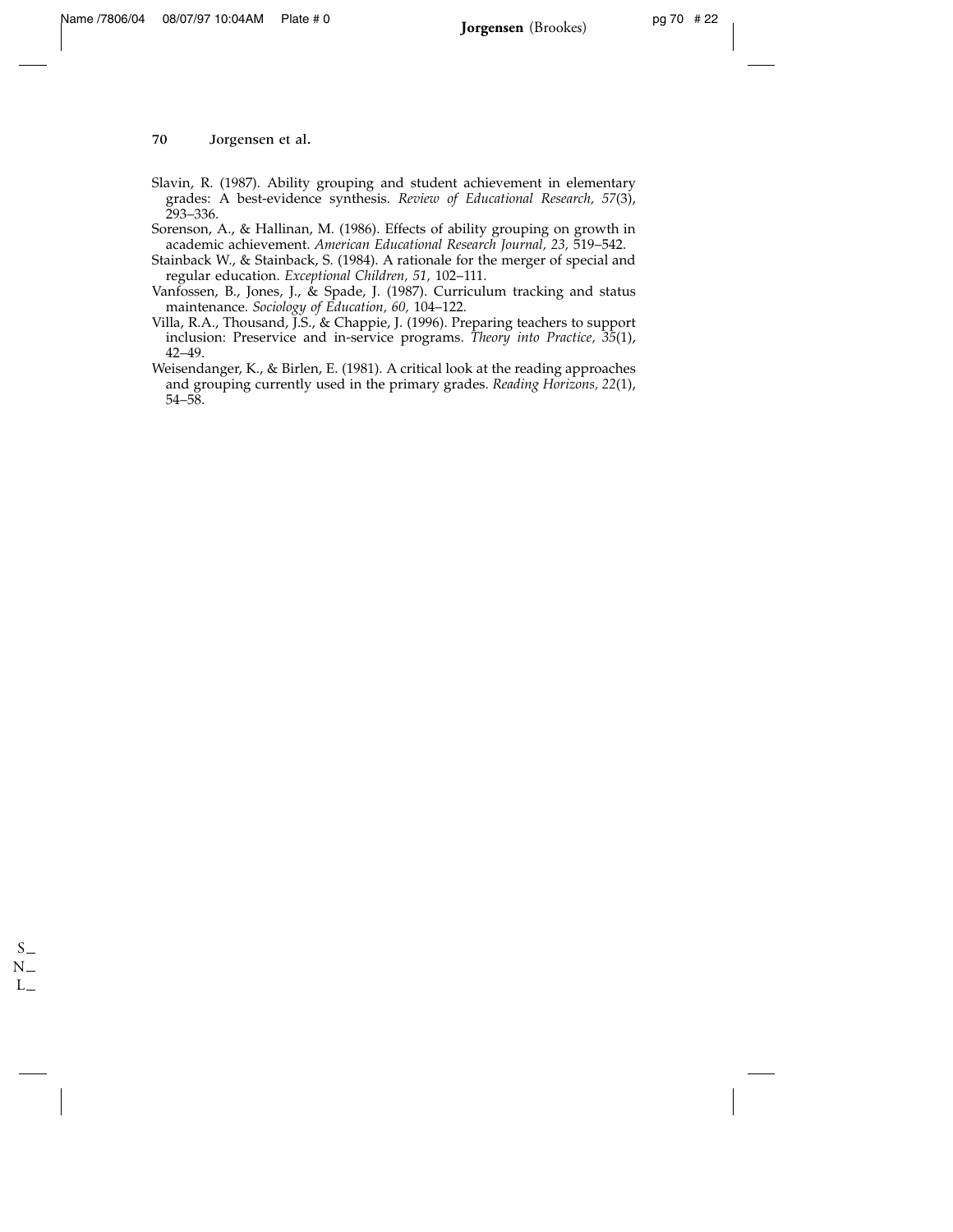Slavin, R. (1987). Ability grouping and student achievement in elementary grades: A best-evidence synthesis. *Review of Educational Research, 57*(3), 293–336.

Sorenson, A., & Hallinan, M. (1986). Effects of ability grouping on growth in academic achievement. *American Educational Research Journal, 23,* 519–542.

Stainback W., & Stainback, S. (1984). A rationale for the merger of special and regular education. *Exceptional Children, 51,* 102–111.

Vanfossen, B., Jones, J., & Spade, J. (1987). Curriculum tracking and status maintenance. *Sociology of Education, 60,* 104–122.

Villa, R.A., Thousand, J.S., & Chappie, J. (1996). Preparing teachers to support inclusion: Preservice and in-service programs. *Theory into Practice, 35*(1), 42–49.

Weisendanger, K., & Birlen, E. (1981). A critical look at the reading approaches and grouping currently used in the primary grades. *Reading Horizons, 22*(1), 54–58.